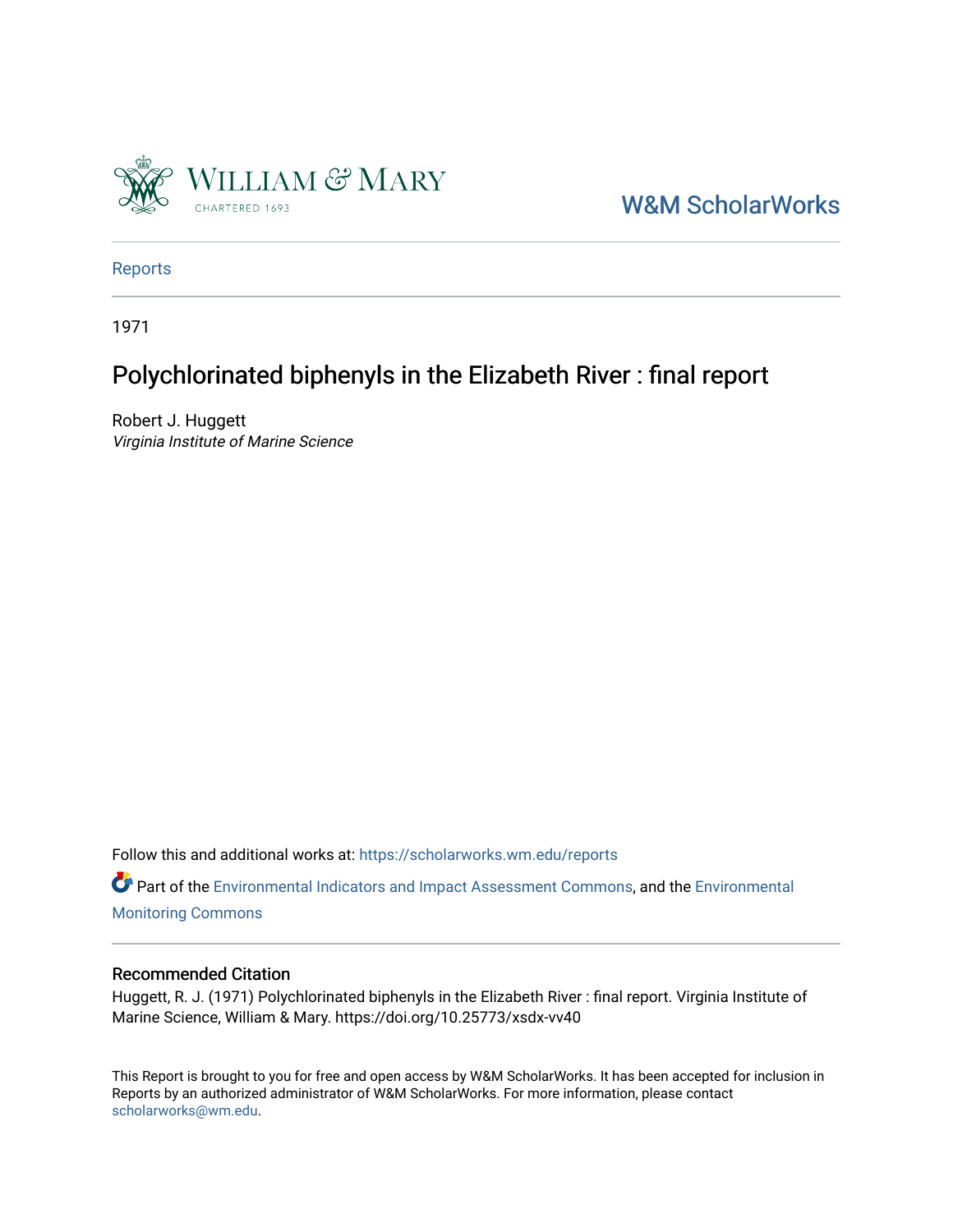W&M ScholarWorks

Reports

1971

# Polychlorinated biphenyls in the Elizabeth River : final report

Robert J. Huggett
*Virginia Institute of Marine Science*

Follow this and additional works at: https://scholarworks.wm.edu/reports

Part of the Environmental Indicators and Impact Assessment Commons, and the Environmental Monitoring Commons

## Recommended Citation

Huggett, R. J. (1971) Polychlorinated biphenyls in the Elizabeth River : final report. Virginia Institute of Marine Science, William & Mary. https://doi.org/10.25773/xsdx-vv40

This Report is brought to you for free and open access by W&M ScholarWorks. It has been accepted for inclusion in Reports by an authorized administrator of W&M ScholarWorks. For more information, please contact scholarworks@wm.edu.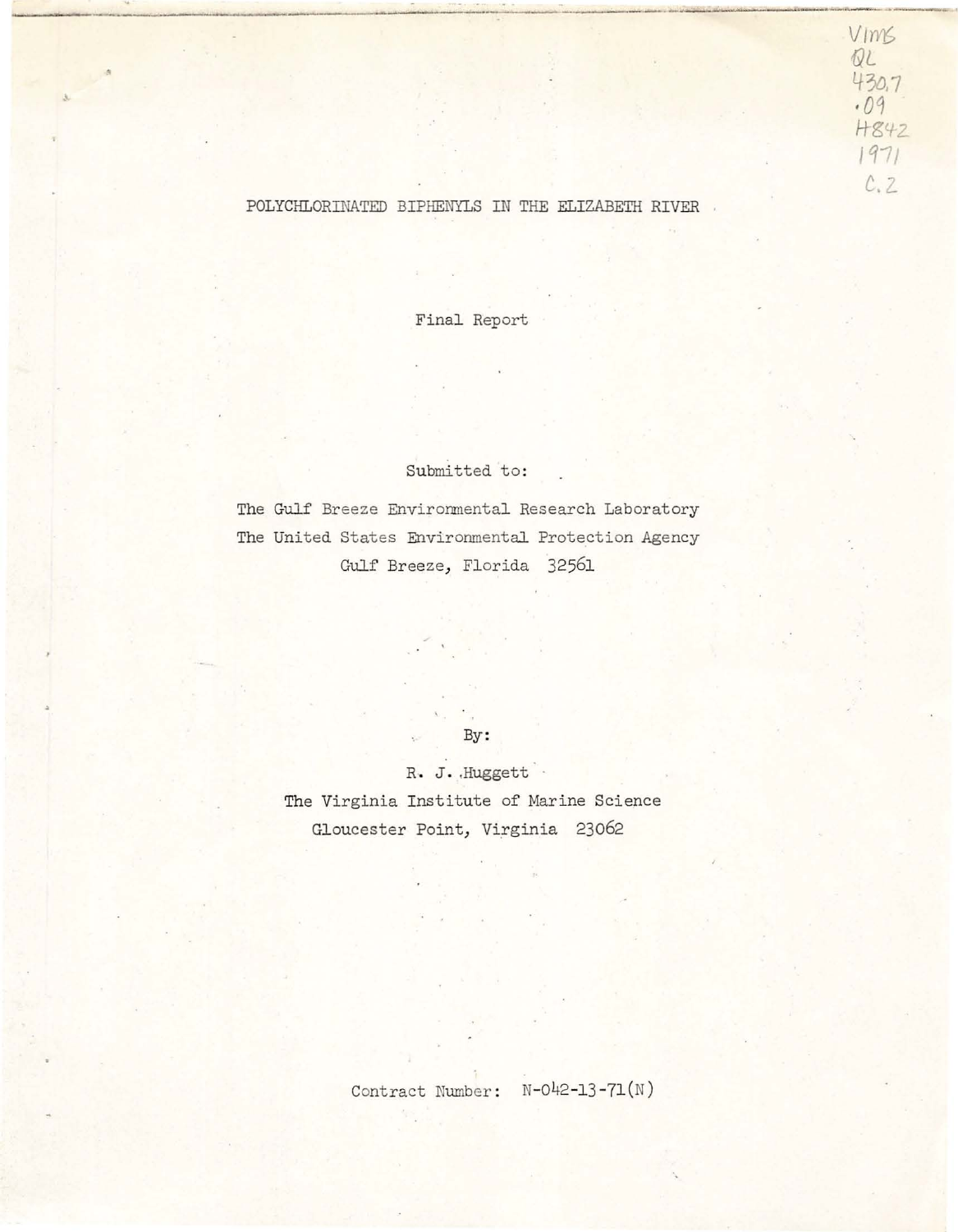VIMS
QL
430.7
.O9
H842
1971
C.2

# POLYCHLORINATED BIPHENYLS IN THE ELIZABETH RIVER

Final Report

Submitted to:

The Gulf Breeze Environmental Research Laboratory
The United States Environmental Protection Agency
Gulf Breeze, Florida 32561

By:

R. J. Huggett
The Virginia Institute of Marine Science
Gloucester Point, Virginia 23062

Contract Number: N-042-13-71(N)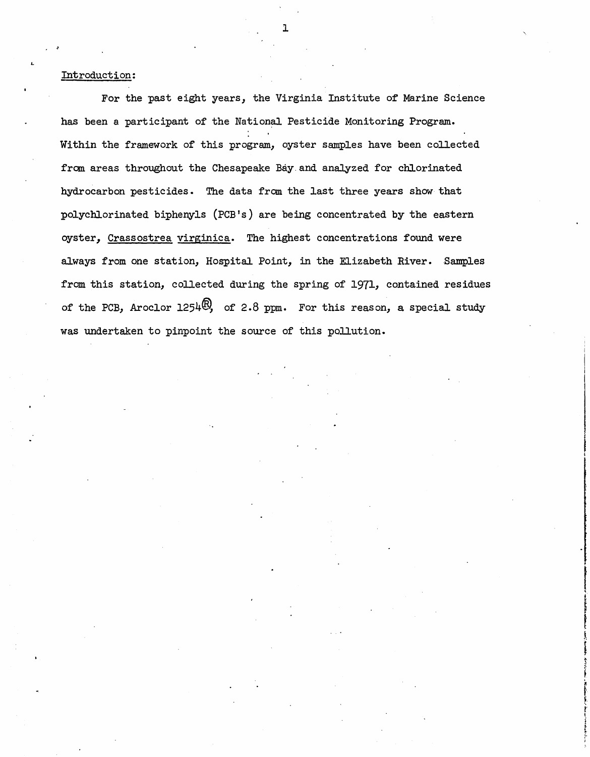## Introduction:

For the past eight years, the Virginia Institute of Marine Science has been a participant of the National Pesticide Monitoring Program. Within the framework of this program, oyster samples have been collected from areas throughout the Chesapeake Bay and analyzed for chlorinated hydrocarbon pesticides. The data from the last three years show that polychlorinated biphenyls (PCB's) are being concentrated by the eastern oyster, *Crassostrea virginica*. The highest concentrations found were always from one station, Hospital Point, in the Elizabeth River. Samples from this station, collected during the spring of 1971, contained residues of the PCB, Aroclor 1254®, of 2.8 ppm. For this reason, a special study was undertaken to pinpoint the source of this pollution.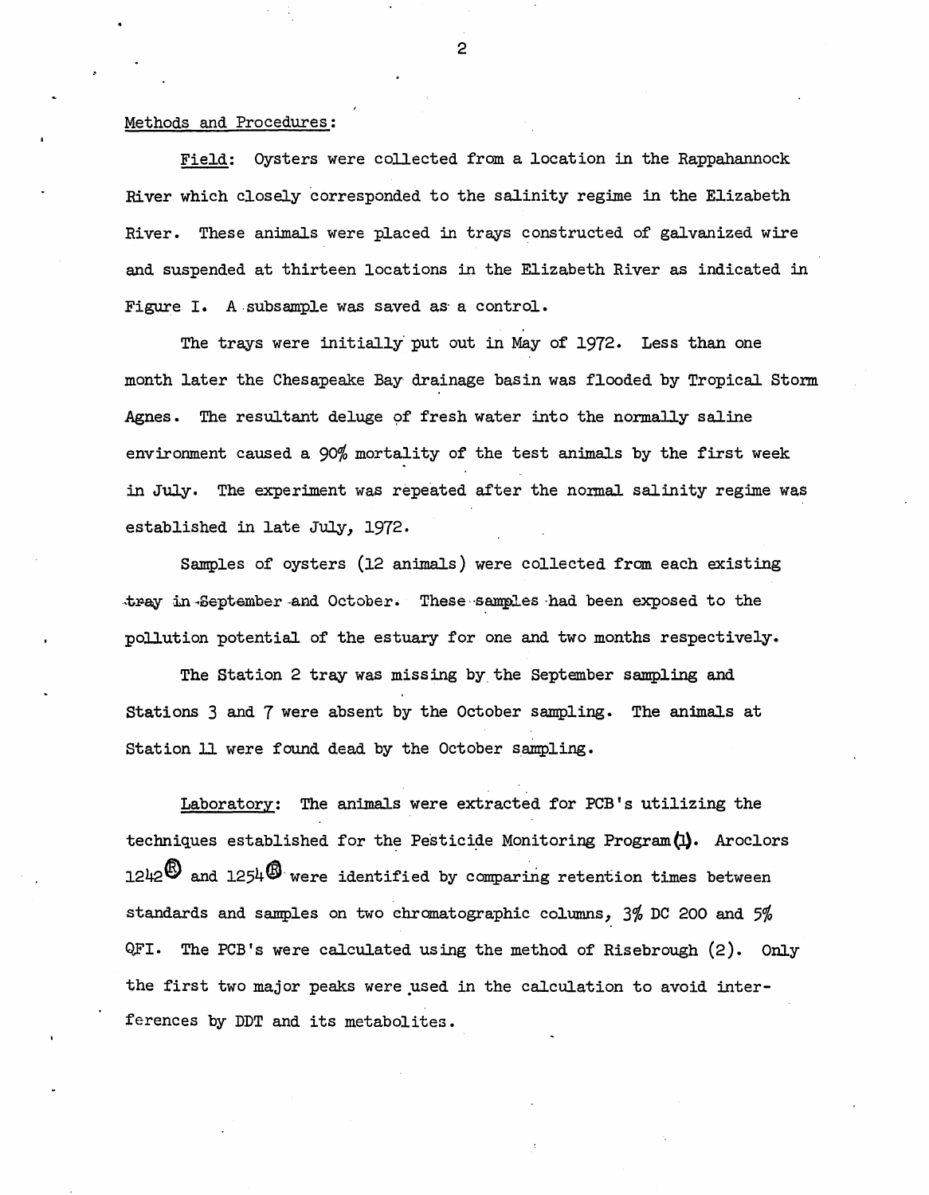Methods and Procedures:

Field: Oysters were collected from a location in the Rappahannock River which closely corresponded to the salinity regime in the Elizabeth River. These animals were placed in trays constructed of galvanized wire and suspended at thirteen locations in the Elizabeth River as indicated in Figure I. A subsample was saved as a control.

The trays were initially put out in May of 1972. Less than one month later the Chesapeake Bay drainage basin was flooded by Tropical Storm Agnes. The resultant deluge of fresh water into the normally saline environment caused a 90% mortality of the test animals by the first week in July. The experiment was repeated after the normal salinity regime was established in late July, 1972.

Samples of oysters (12 animals) were collected from each existing tray in September and October. These samples had been exposed to the pollution potential of the estuary for one and two months respectively.

The Station 2 tray was missing by the September sampling and Stations 3 and 7 were absent by the October sampling. The animals at Station 11 were found dead by the October sampling.

Laboratory: The animals were extracted for PCB's utilizing the techniques established for the Pesticide Monitoring Program (1). Aroclors 1242® and 1254® were identified by comparing retention times between standards and samples on two chromatographic columns, 3% DC 200 and 5% QFI. The PCB's were calculated using the method of Risebrough (2). Only the first two major peaks were used in the calculation to avoid interferences by DDT and its metabolites.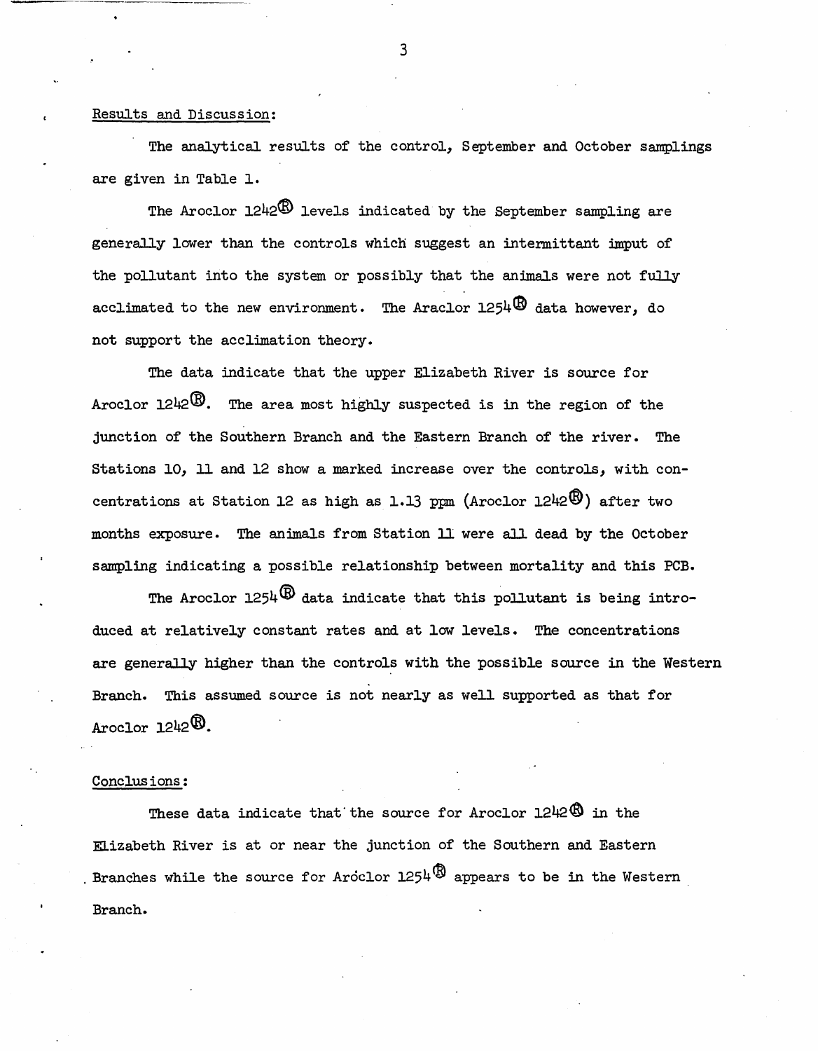Results and Discussion:

The analytical results of the control, September and October samplings are given in Table 1.

The Aroclor 1242® levels indicated by the September sampling are generally lower than the controls which suggest an intermittant imput of the pollutant into the system or possibly that the animals were not fully acclimated to the new environment. The Araclor 1254® data however, do not support the acclimation theory.

The data indicate that the upper Elizabeth River is source for Aroclor 1242®. The area most highly suspected is in the region of the junction of the Southern Branch and the Eastern Branch of the river. The Stations 10, 11 and 12 show a marked increase over the controls, with concentrations at Station 12 as high as 1.13 ppm (Aroclor 1242®) after two months exposure. The animals from Station 11 were all dead by the October sampling indicating a possible relationship between mortality and this PCB.

The Aroclor 1254® data indicate that this pollutant is being introduced at relatively constant rates and at low levels. The concentrations are generally higher than the controls with the possible source in the Western Branch. This assumed source is not nearly as well supported as that for Aroclor 1242®.

Conclusions:

These data indicate that the source for Aroclor 1242® in the Elizabeth River is at or near the junction of the Southern and Eastern Branches while the source for Aroclor 1254® appears to be in the Western Branch.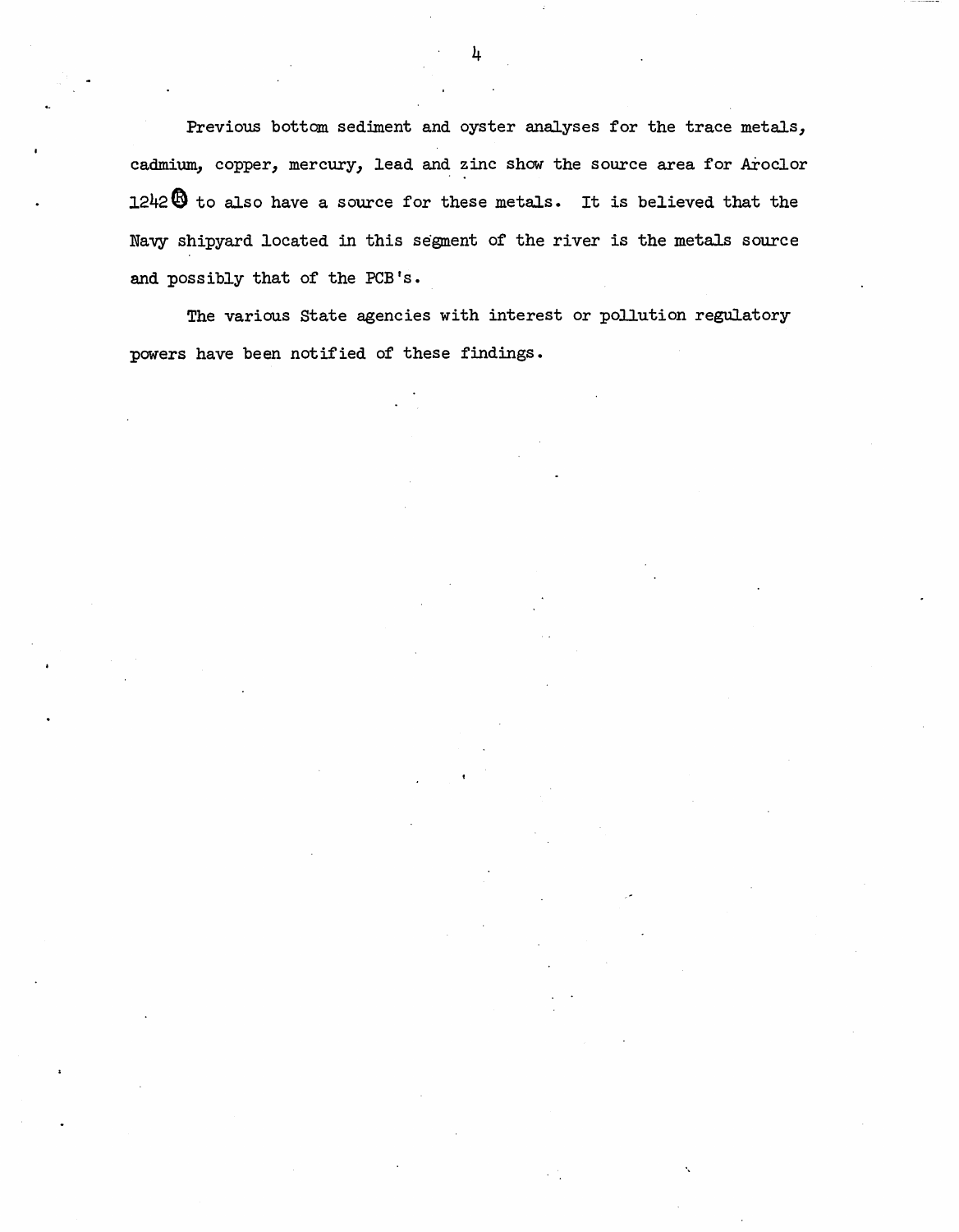Previous bottom sediment and oyster analyses for the trace metals, cadmium, copper, mercury, lead and zinc show the source area for Aroclor 1242® to also have a source for these metals. It is believed that the Navy shipyard located in this segment of the river is the metals source and possibly that of the PCB's.

The various State agencies with interest or pollution regulatory powers have been notified of these findings.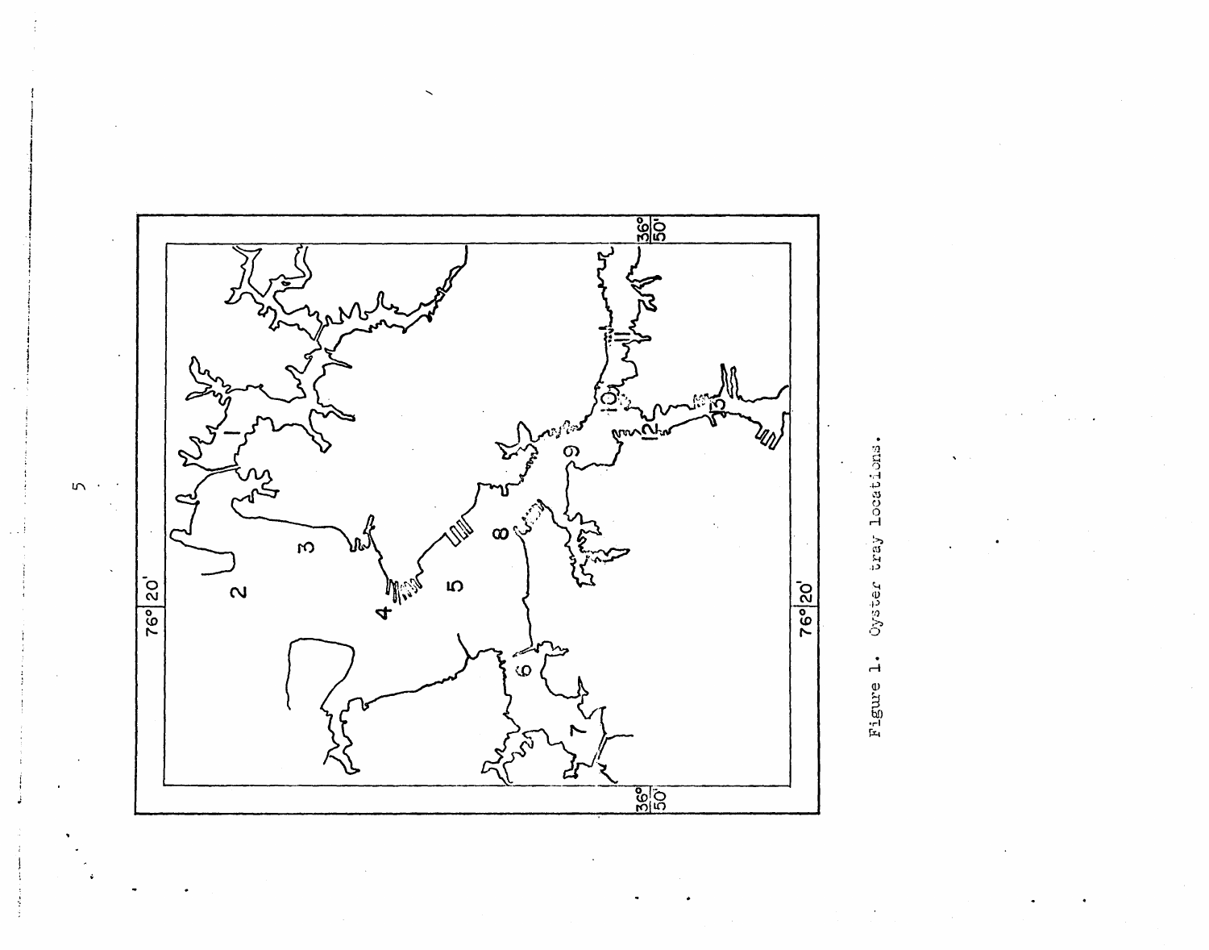Figure 1. Oyster tray locations.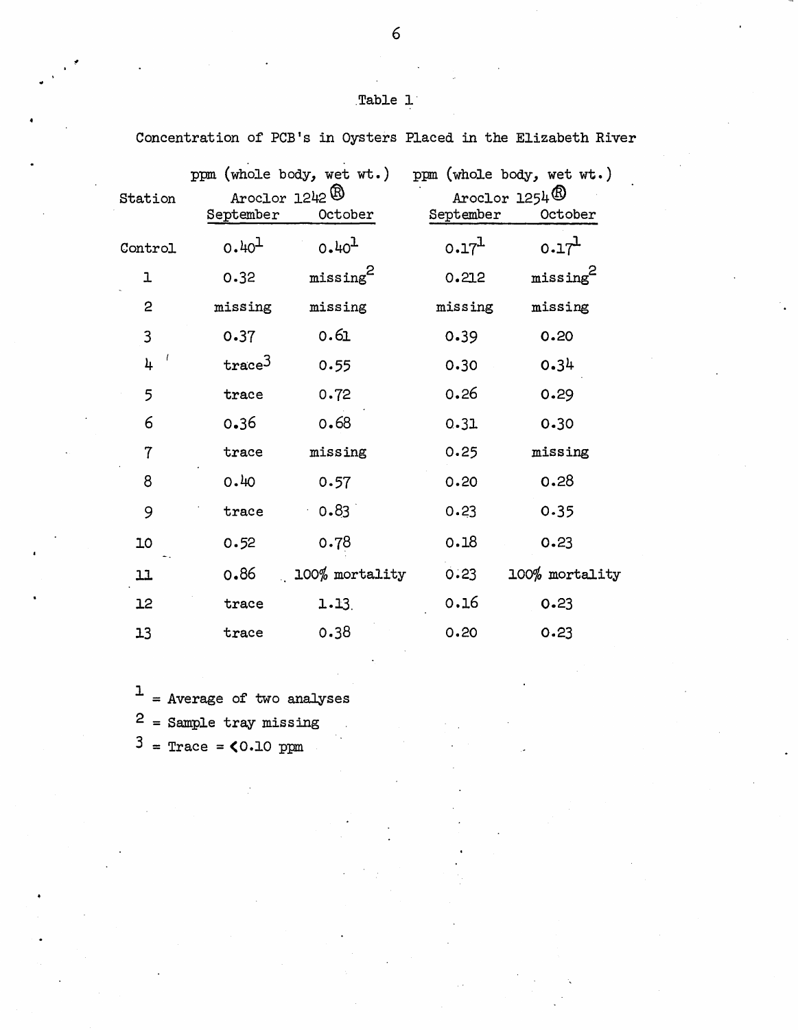Table 1

Concentration of PCB's in Oysters Placed in the Elizabeth River

| Station | ppm (whole body, wet wt.) Aroclor 1242® | | ppm (whole body, wet wt.) Aroclor 1254® | |
|---|---|---|---|---|
| | September | October | September | October |
| Control | 0.40[1] | 0.40[1] | 0.17[1] | 0.17[1] |
| 1 | 0.32 | missing[2] | 0.212 | missing[2] |
| 2 | missing | missing | missing | missing |
| 3 | 0.37 | 0.61 | 0.39 | 0.20 |
| 4 | trace[3] | 0.55 | 0.30 | 0.34 |
| 5 | trace | 0.72 | 0.26 | 0.29 |
| 6 | 0.36 | 0.68 | 0.31 | 0.30 |
| 7 | trace | missing | 0.25 | missing |
| 8 | 0.40 | 0.57 | 0.20 | 0.28 |
| 9 | trace | 0.83 | 0.23 | 0.35 |
| 10 | 0.52 | 0.78 | 0.18 | 0.23 |
| 11 | 0.86 | 100% mortality | 0.23 | 100% mortality |
| 12 | trace | 1.13 | 0.16 | 0.23 |
| 13 | trace | 0.38 | 0.20 | 0.23 |

1 = Average of two analyses

2 = Sample tray missing

3 = Trace = <0.10 ppm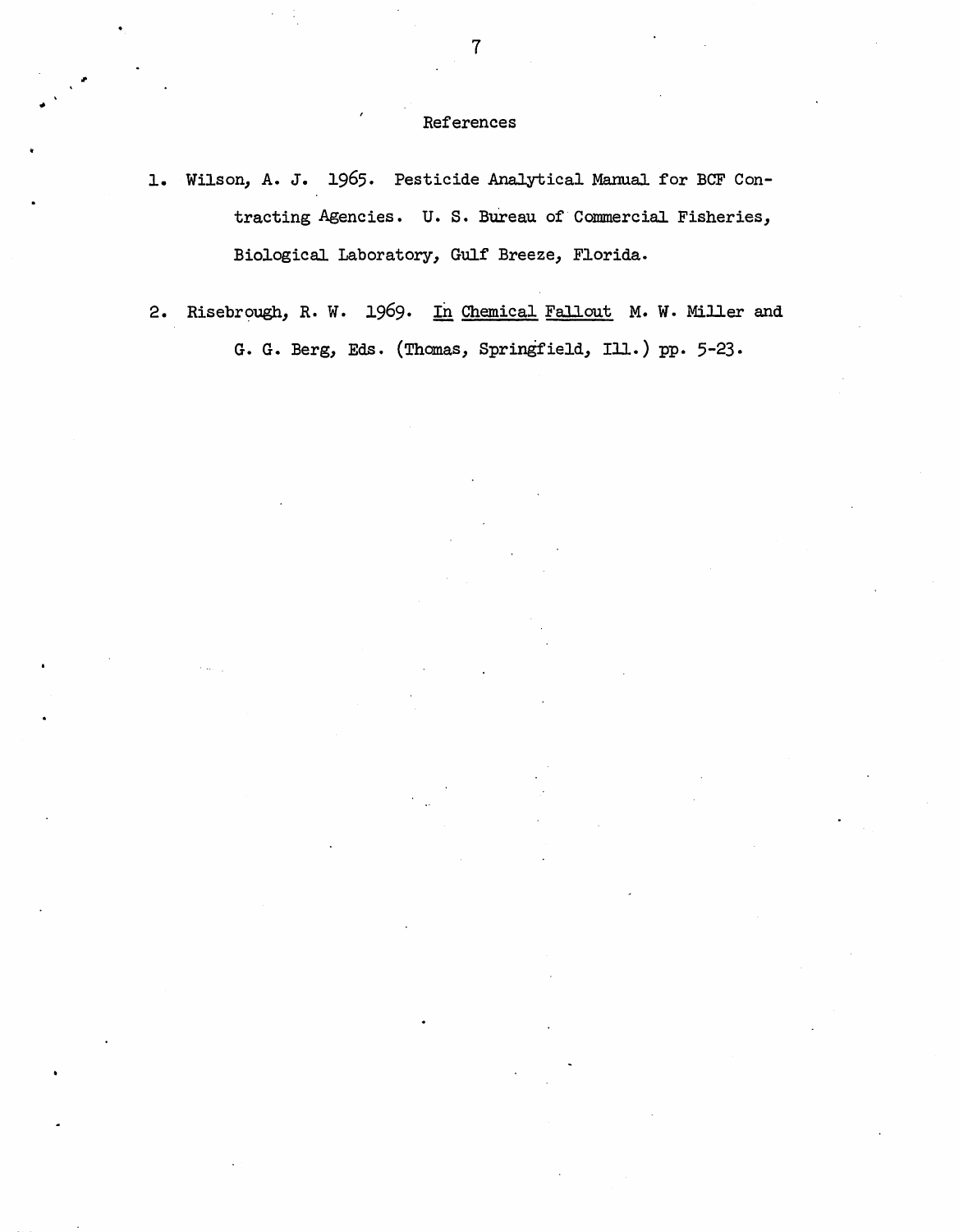## References

1. Wilson, A. J. 1965. Pesticide Analytical Manual for BCF Contracting Agencies. U. S. Bureau of Commercial Fisheries, Biological Laboratory, Gulf Breeze, Florida.

2. Risebrough, R. W. 1969. In Chemical Fallout M. W. Miller and G. G. Berg, Eds. (Thomas, Springfield, Ill.) pp. 5-23.